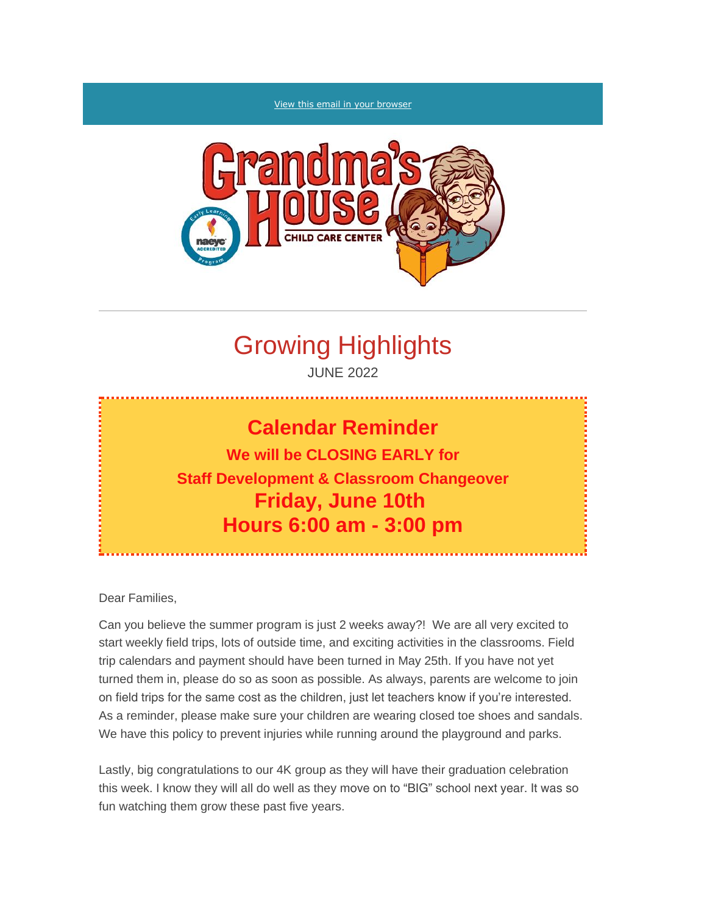View this email in your browser

# Growing Highlights

JUNE 2022

## Calendar Reminder

**We will be CLOSING EARLY for**
**Staff Development & Classroom Changeover**
**Friday, June 10th**
**Hours 6:00 am - 3:00 pm**

Dear Families,

Can you believe the summer program is just 2 weeks away?! We are all very excited to start weekly field trips, lots of outside time, and exciting activities in the classrooms. Field trip calendars and payment should have been turned in May 25th. If you have not yet turned them in, please do so as soon as possible. As always, parents are welcome to join on field trips for the same cost as the children, just let teachers know if you're interested. As a reminder, please make sure your children are wearing closed toe shoes and sandals. We have this policy to prevent injuries while running around the playground and parks.

Lastly, big congratulations to our 4K group as they will have their graduation celebration this week. I know they will all do well as they move on to "BIG" school next year. It was so fun watching them grow these past five years.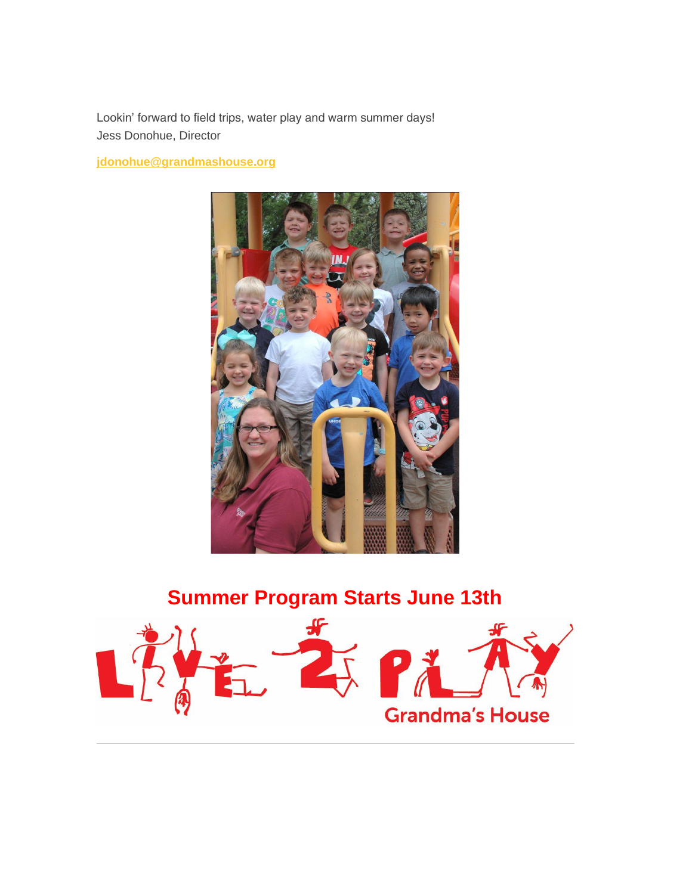Lookin' forward to field trips, water play and warm summer days!
Jess Donohue, Director

**jdonohue@grandmashouse.org**

## Summer Program Starts June 13th

LIVE 2 PLAY
Grandma's House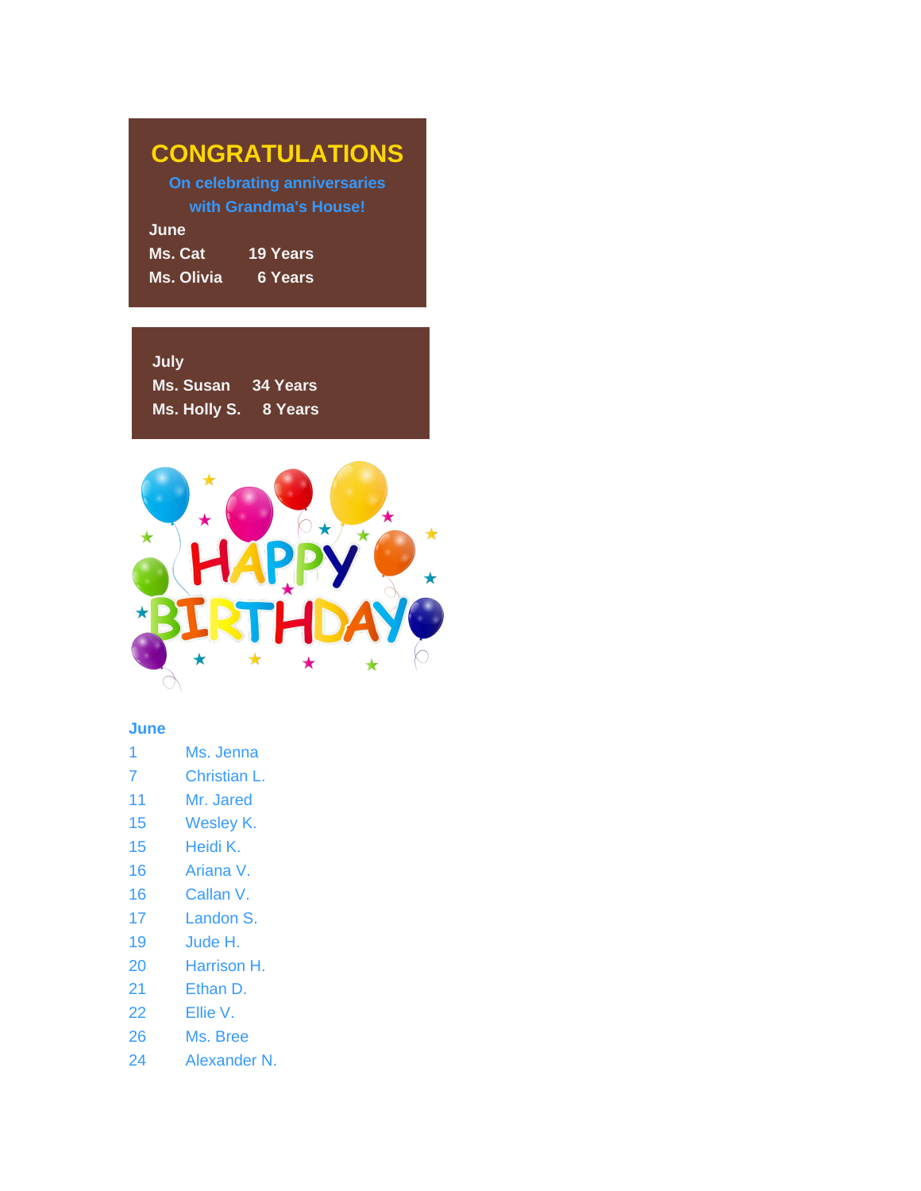# CONGRATULATIONS

**On celebrating anniversaries with Grandma's House!**

**June**

| | |
|---|---|
| **Ms. Cat** | **19 Years** |
| **Ms. Olivia** | **6 Years** |

**July**

| | |
|---|---|
| **Ms. Susan** | **34 Years** |
| **Ms. Holly S.** | **8 Years** |

HAPPY BIRTHDAY

**June**

| | |
|---|---|
| 1 | Ms. Jenna |
| 7 | Christian L. |
| 11 | Mr. Jared |
| 15 | Wesley K. |
| 15 | Heidi K. |
| 16 | Ariana V. |
| 16 | Callan V. |
| 17 | Landon S. |
| 19 | Jude H. |
| 20 | Harrison H. |
| 21 | Ethan D. |
| 22 | Ellie V. |
| 26 | Ms. Bree |
| 24 | Alexander N. |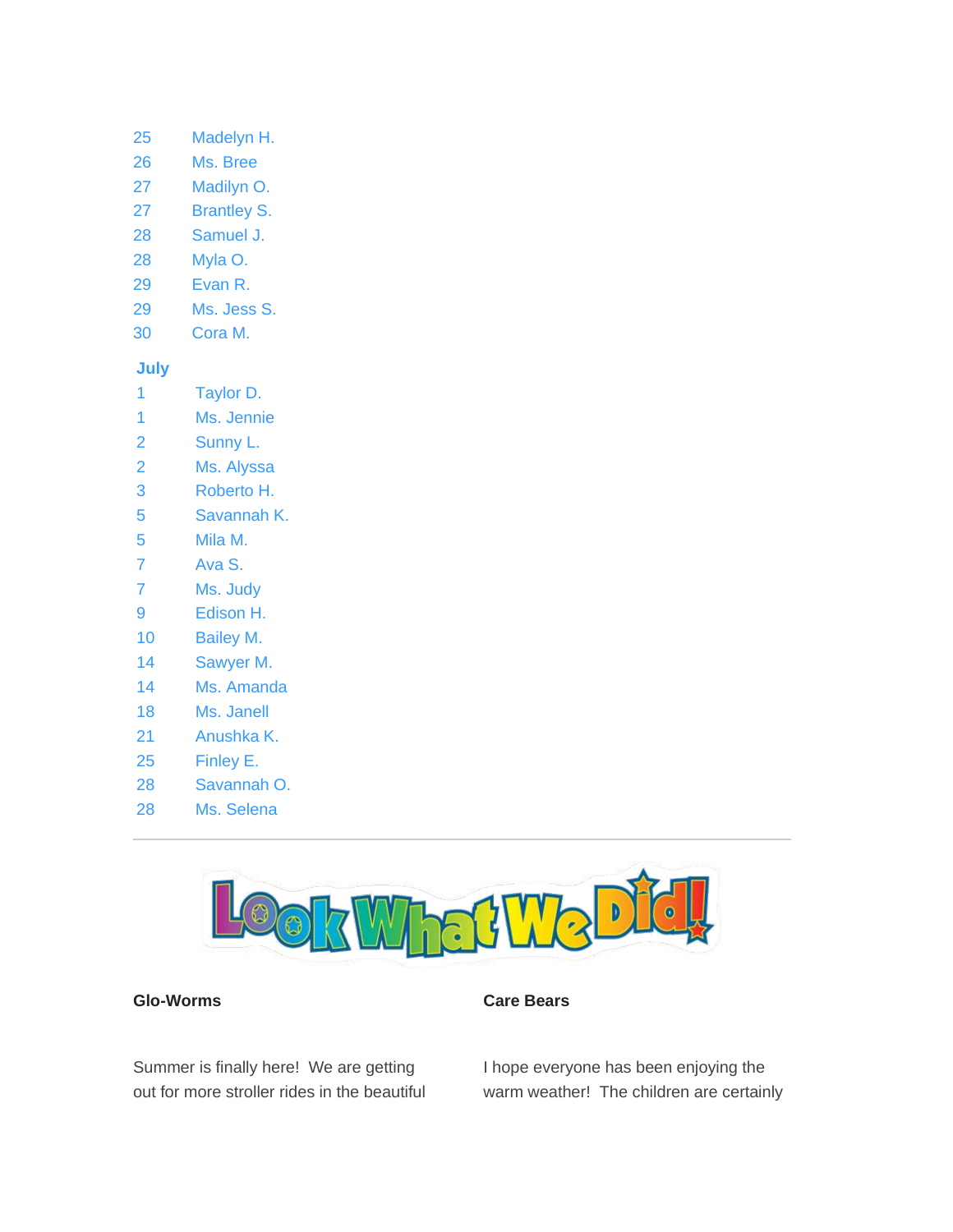| | |
|---|---|
| 25 | Madelyn H. |
| 26 | Ms. Bree |
| 27 | Madilyn O. |
| 27 | Brantley S. |
| 28 | Samuel J. |
| 28 | Myla O. |
| 29 | Evan R. |
| 29 | Ms. Jess S. |
| 30 | Cora M. |

**July**

| | |
|---|---|
| 1 | Taylor D. |
| 1 | Ms. Jennie |
| 2 | Sunny L. |
| 2 | Ms. Alyssa |
| 3 | Roberto H. |
| 5 | Savannah K. |
| 5 | Mila M. |
| 7 | Ava S. |
| 7 | Ms. Judy |
| 9 | Edison H. |
| 10 | Bailey M. |
| 14 | Sawyer M. |
| 14 | Ms. Amanda |
| 18 | Ms. Janell |
| 21 | Anushka K. |
| 25 | Finley E. |
| 28 | Savannah O. |
| 28 | Ms. Selena |

---

# Look What We Did!

**Glo-Worms**

Summer is finally here! We are getting out for more stroller rides in the beautiful

**Care Bears**

I hope everyone has been enjoying the warm weather! The children are certainly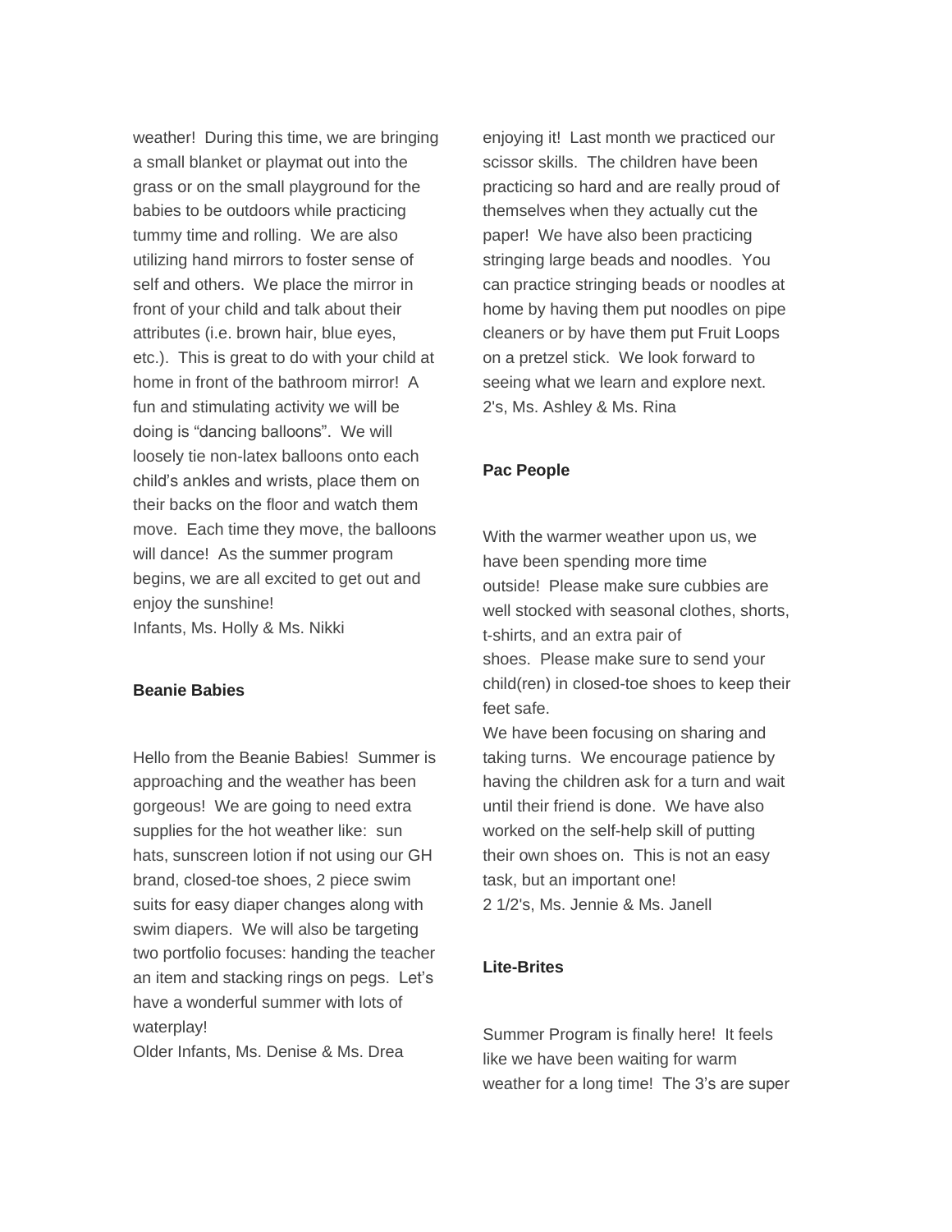weather! During this time, we are bringing a small blanket or playmat out into the grass or on the small playground for the babies to be outdoors while practicing tummy time and rolling. We are also utilizing hand mirrors to foster sense of self and others. We place the mirror in front of your child and talk about their attributes (i.e. brown hair, blue eyes, etc.). This is great to do with your child at home in front of the bathroom mirror! A fun and stimulating activity we will be doing is "dancing balloons". We will loosely tie non-latex balloons onto each child's ankles and wrists, place them on their backs on the floor and watch them move. Each time they move, the balloons will dance! As the summer program begins, we are all excited to get out and enjoy the sunshine!
Infants, Ms. Holly & Ms. Nikki

**Beanie Babies**

Hello from the Beanie Babies! Summer is approaching and the weather has been gorgeous! We are going to need extra supplies for the hot weather like: sun hats, sunscreen lotion if not using our GH brand, closed-toe shoes, 2 piece swim suits for easy diaper changes along with swim diapers. We will also be targeting two portfolio focuses: handing the teacher an item and stacking rings on pegs. Let's have a wonderful summer with lots of waterplay!
Older Infants, Ms. Denise & Ms. Drea

enjoying it! Last month we practiced our scissor skills. The children have been practicing so hard and are really proud of themselves when they actually cut the paper! We have also been practicing stringing large beads and noodles. You can practice stringing beads or noodles at home by having them put noodles on pipe cleaners or by have them put Fruit Loops on a pretzel stick. We look forward to seeing what we learn and explore next.
2's, Ms. Ashley & Ms. Rina

**Pac People**

With the warmer weather upon us, we have been spending more time outside! Please make sure cubbies are well stocked with seasonal clothes, shorts, t-shirts, and an extra pair of shoes. Please make sure to send your child(ren) in closed-toe shoes to keep their feet safe.
We have been focusing on sharing and taking turns. We encourage patience by having the children ask for a turn and wait until their friend is done. We have also worked on the self-help skill of putting their own shoes on. This is not an easy task, but an important one!
2 1/2's, Ms. Jennie & Ms. Janell

**Lite-Brites**

Summer Program is finally here! It feels like we have been waiting for warm weather for a long time! The 3's are super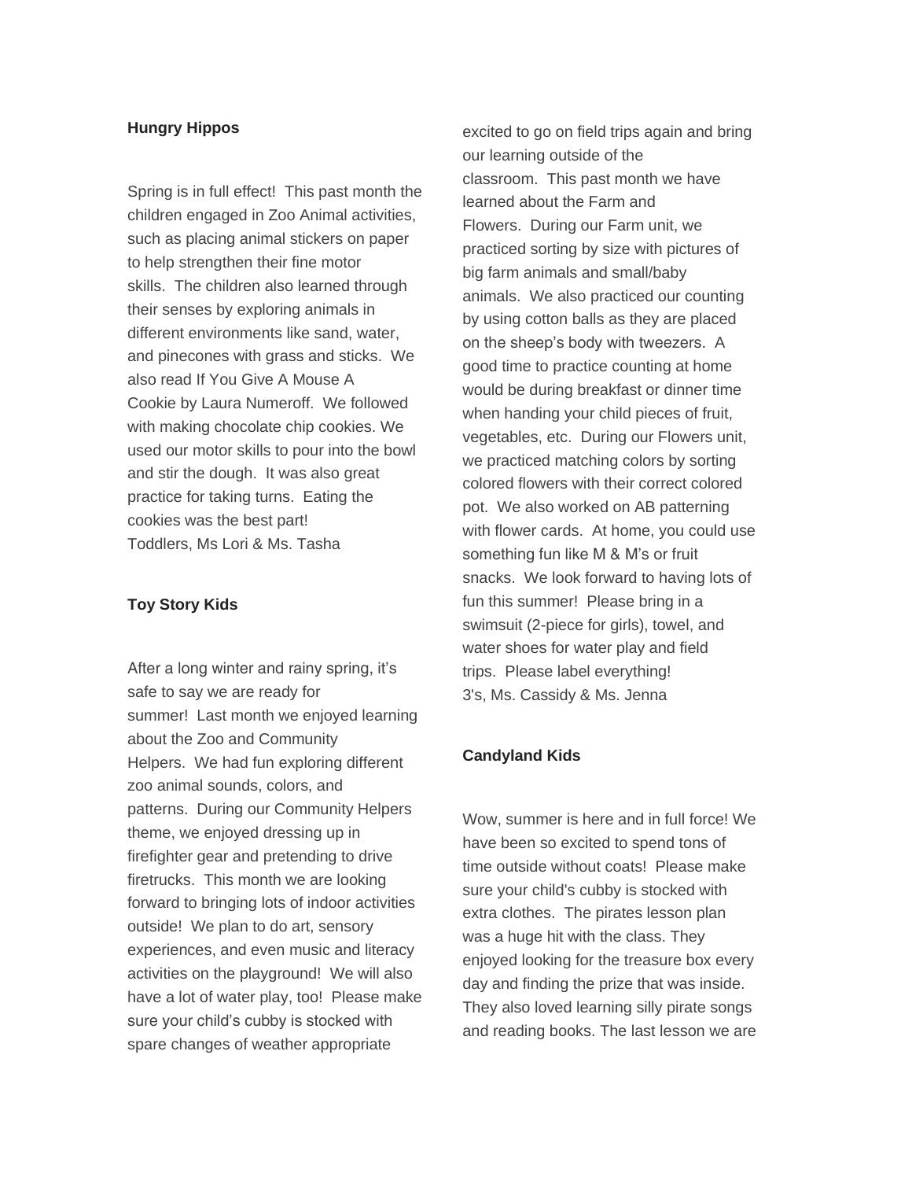**Hungry Hippos**

Spring is in full effect! This past month the children engaged in Zoo Animal activities, such as placing animal stickers on paper to help strengthen their fine motor skills. The children also learned through their senses by exploring animals in different environments like sand, water, and pinecones with grass and sticks. We also read If You Give A Mouse A Cookie by Laura Numeroff. We followed with making chocolate chip cookies. We used our motor skills to pour into the bowl and stir the dough. It was also great practice for taking turns. Eating the cookies was the best part!
Toddlers, Ms Lori & Ms. Tasha

**Toy Story Kids**

After a long winter and rainy spring, it's safe to say we are ready for summer! Last month we enjoyed learning about the Zoo and Community Helpers. We had fun exploring different zoo animal sounds, colors, and patterns. During our Community Helpers theme, we enjoyed dressing up in firefighter gear and pretending to drive firetrucks. This month we are looking forward to bringing lots of indoor activities outside! We plan to do art, sensory experiences, and even music and literacy activities on the playground! We will also have a lot of water play, too! Please make sure your child's cubby is stocked with spare changes of weather appropriate excited to go on field trips again and bring our learning outside of the classroom. This past month we have learned about the Farm and Flowers. During our Farm unit, we practiced sorting by size with pictures of big farm animals and small/baby animals. We also practiced our counting by using cotton balls as they are placed on the sheep's body with tweezers. A good time to practice counting at home would be during breakfast or dinner time when handing your child pieces of fruit, vegetables, etc. During our Flowers unit, we practiced matching colors by sorting colored flowers with their correct colored pot. We also worked on AB patterning with flower cards. At home, you could use something fun like M & M's or fruit snacks. We look forward to having lots of fun this summer! Please bring in a swimsuit (2-piece for girls), towel, and water shoes for water play and field trips. Please label everything!
3's, Ms. Cassidy & Ms. Jenna

**Candyland Kids**

Wow, summer is here and in full force! We have been so excited to spend tons of time outside without coats! Please make sure your child's cubby is stocked with extra clothes. The pirates lesson plan was a huge hit with the class. They enjoyed looking for the treasure box every day and finding the prize that was inside. They also loved learning silly pirate songs and reading books. The last lesson we are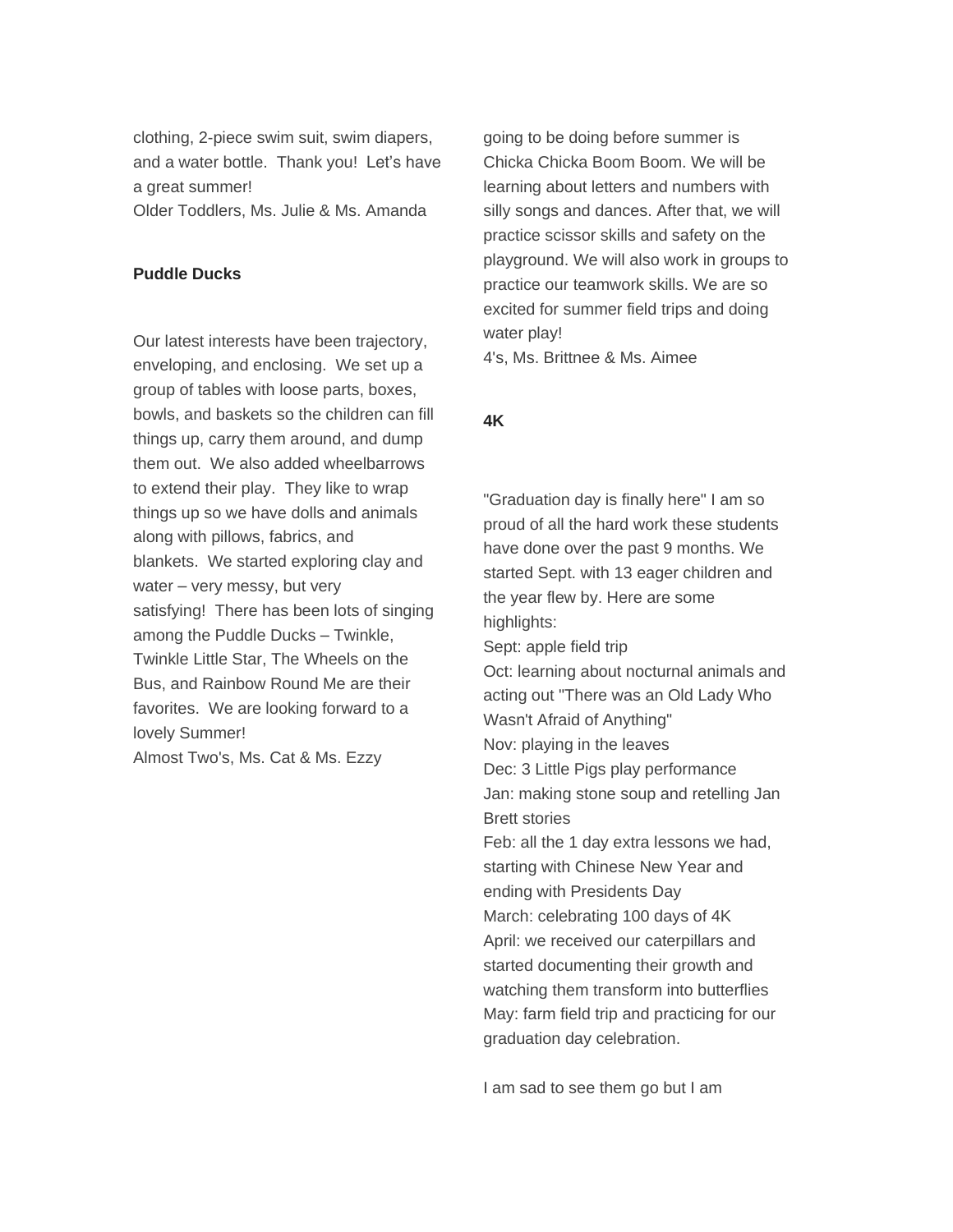clothing, 2-piece swim suit, swim diapers, and a water bottle. Thank you! Let's have a great summer!
Older Toddlers, Ms. Julie & Ms. Amanda

**Puddle Ducks**

Our latest interests have been trajectory, enveloping, and enclosing. We set up a group of tables with loose parts, boxes, bowls, and baskets so the children can fill things up, carry them around, and dump them out. We also added wheelbarrows to extend their play. They like to wrap things up so we have dolls and animals along with pillows, fabrics, and blankets. We started exploring clay and water – very messy, but very satisfying! There has been lots of singing among the Puddle Ducks – Twinkle, Twinkle Little Star, The Wheels on the Bus, and Rainbow Round Me are their favorites. We are looking forward to a lovely Summer!
Almost Two's, Ms. Cat & Ms. Ezzy

going to be doing before summer is Chicka Chicka Boom Boom. We will be learning about letters and numbers with silly songs and dances. After that, we will practice scissor skills and safety on the playground. We will also work in groups to practice our teamwork skills. We are so excited for summer field trips and doing water play!
4's, Ms. Brittnee & Ms. Aimee

**4K**

"Graduation day is finally here" I am so proud of all the hard work these students have done over the past 9 months. We started Sept. with 13 eager children and the year flew by. Here are some highlights:
Sept: apple field trip
Oct: learning about nocturnal animals and acting out "There was an Old Lady Who Wasn't Afraid of Anything"
Nov: playing in the leaves
Dec: 3 Little Pigs play performance
Jan: making stone soup and retelling Jan Brett stories
Feb: all the 1 day extra lessons we had, starting with Chinese New Year and ending with Presidents Day
March: celebrating 100 days of 4K
April: we received our caterpillars and started documenting their growth and watching them transform into butterflies
May: farm field trip and practicing for our graduation day celebration.

I am sad to see them go but I am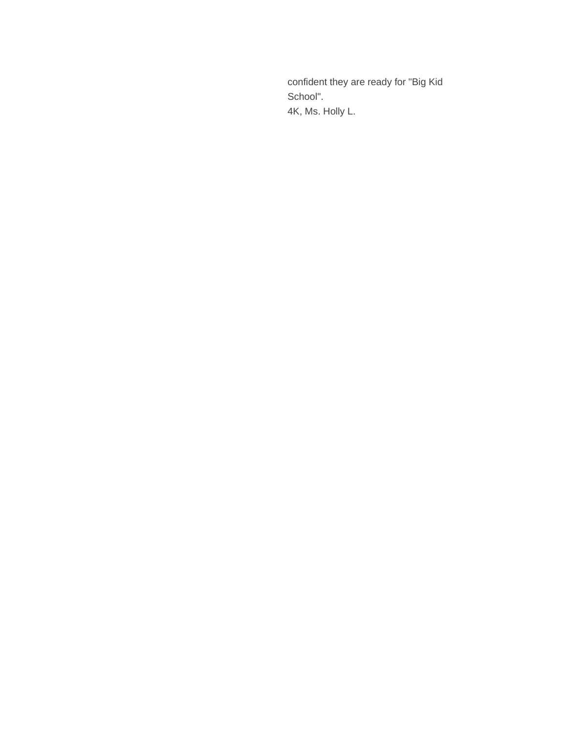confident they are ready for "Big Kid School".
4K, Ms. Holly L.